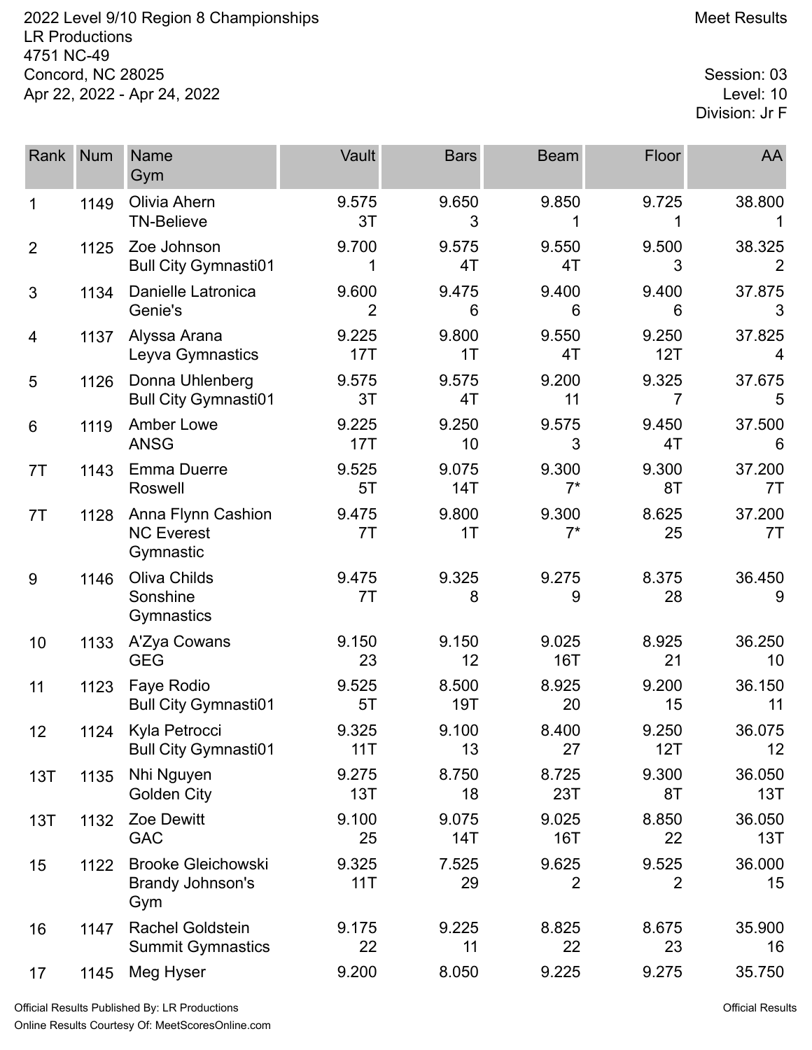2022 Level 9/10 Region 8 Championships
LR Productions
4751 NC-49
Concord, NC 28025
Apr 22, 2022 - Apr 24, 2022

Meet Results

Session: 03
Level: 10
Division: Jr F

| Rank | Num | Name<br>Gym | Vault | Bars | Beam | Floor | AA |
|---|---|---|---|---|---|---|---|
| 1 | 1149 | Olivia Ahern<br>TN-Believe | 9.575<br>3T | 9.650<br>3 | 9.850<br>1 | 9.725<br>1 | 38.800<br>1 |
| 2 | 1125 | Zoe Johnson<br>Bull City Gymnasti01 | 9.700<br>1 | 9.575<br>4T | 9.550<br>4T | 9.500<br>3 | 38.325<br>2 |
| 3 | 1134 | Danielle Latronica<br>Genie's | 9.600<br>2 | 9.475<br>6 | 9.400<br>6 | 9.400<br>6 | 37.875<br>3 |
| 4 | 1137 | Alyssa Arana<br>Leyva Gymnastics | 9.225<br>17T | 9.800<br>1T | 9.550<br>4T | 9.250<br>12T | 37.825<br>4 |
| 5 | 1126 | Donna Uhlenberg<br>Bull City Gymnasti01 | 9.575<br>3T | 9.575<br>4T | 9.200<br>11 | 9.325<br>7 | 37.675<br>5 |
| 6 | 1119 | Amber Lowe<br>ANSG | 9.225<br>17T | 9.250<br>10 | 9.575<br>3 | 9.450<br>4T | 37.500<br>6 |
| 7T | 1143 | Emma Duerre<br>Roswell | 9.525<br>5T | 9.075<br>14T | 9.300<br>7* | 9.300<br>8T | 37.200<br>7T |
| 7T | 1128 | Anna Flynn Cashion<br>NC Everest Gymnastic | 9.475<br>7T | 9.800<br>1T | 9.300<br>7* | 8.625<br>25 | 37.200<br>7T |
| 9 | 1146 | Oliva Childs<br>Sonshine Gymnastics | 9.475<br>7T | 9.325<br>8 | 9.275<br>9 | 8.375<br>28 | 36.450<br>9 |
| 10 | 1133 | A'Zya Cowans<br>GEG | 9.150<br>23 | 9.150<br>12 | 9.025<br>16T | 8.925<br>21 | 36.250<br>10 |
| 11 | 1123 | Faye Rodio<br>Bull City Gymnasti01 | 9.525<br>5T | 8.500<br>19T | 8.925<br>20 | 9.200<br>15 | 36.150<br>11 |
| 12 | 1124 | Kyla Petrocci<br>Bull City Gymnasti01 | 9.325<br>11T | 9.100<br>13 | 8.400<br>27 | 9.250<br>12T | 36.075<br>12 |
| 13T | 1135 | Nhi Nguyen<br>Golden City | 9.275<br>13T | 8.750<br>18 | 8.725<br>23T | 9.300<br>8T | 36.050<br>13T |
| 13T | 1132 | Zoe Dewitt<br>GAC | 9.100<br>25 | 9.075<br>14T | 9.025<br>16T | 8.850<br>22 | 36.050<br>13T |
| 15 | 1122 | Brooke Gleichowski<br>Brandy Johnson's Gym | 9.325<br>11T | 7.525<br>29 | 9.625<br>2 | 9.525<br>2 | 36.000<br>15 |
| 16 | 1147 | Rachel Goldstein<br>Summit Gymnastics | 9.175<br>22 | 9.225<br>11 | 8.825<br>22 | 8.675<br>23 | 35.900<br>16 |
| 17 | 1145 | Meg Hyser | 9.200 | 8.050 | 9.225 | 9.275 | 35.750 |

Official Results Published By: LR Productions
Online Results Courtesy Of: MeetScoresOnline.com

Official Results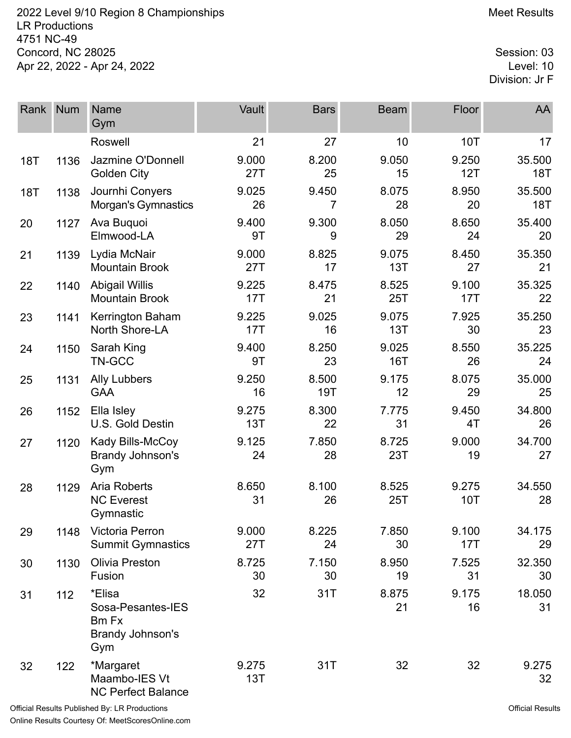2022 Level 9/10 Region 8 Championships
LR Productions
4751 NC-49
Concord, NC 28025
Apr 22, 2022 - Apr 24, 2022

Meet Results

Session: 03
Level: 10
Division: Jr F

| Rank | Num | Name<br>Gym | Vault | Bars | Beam | Floor | AA |
|---|---|---|---|---|---|---|---|
| | | Roswell | 21 | 27 | 10 | 10T | 17 |
| 18T | 1136 | Jazmine O'Donnell<br>Golden City | 9.000<br>27T | 8.200<br>25 | 9.050<br>15 | 9.250<br>12T | 35.500<br>18T |
| 18T | 1138 | Journhi Conyers<br>Morgan's Gymnastics | 9.025<br>26 | 9.450<br>7 | 8.075<br>28 | 8.950<br>20 | 35.500<br>18T |
| 20 | 1127 | Ava Buquoi<br>Elmwood-LA | 9.400<br>9T | 9.300<br>9 | 8.050<br>29 | 8.650<br>24 | 35.400<br>20 |
| 21 | 1139 | Lydia McNair<br>Mountain Brook | 9.000<br>27T | 8.825<br>17 | 9.075<br>13T | 8.450<br>27 | 35.350<br>21 |
| 22 | 1140 | Abigail Willis<br>Mountain Brook | 9.225<br>17T | 8.475<br>21 | 8.525<br>25T | 9.100<br>17T | 35.325<br>22 |
| 23 | 1141 | Kerrington Baham<br>North Shore-LA | 9.225<br>17T | 9.025<br>16 | 9.075<br>13T | 7.925<br>30 | 35.250<br>23 |
| 24 | 1150 | Sarah King<br>TN-GCC | 9.400<br>9T | 8.250<br>23 | 9.025<br>16T | 8.550<br>26 | 35.225<br>24 |
| 25 | 1131 | Ally Lubbers<br>GAA | 9.250<br>16 | 8.500<br>19T | 9.175<br>12 | 8.075<br>29 | 35.000<br>25 |
| 26 | 1152 | Ella Isley<br>U.S. Gold Destin | 9.275<br>13T | 8.300<br>22 | 7.775<br>31 | 9.450<br>4T | 34.800<br>26 |
| 27 | 1120 | Kady Bills-McCoy<br>Brandy Johnson's Gym | 9.125<br>24 | 7.850<br>28 | 8.725<br>23T | 9.000<br>19 | 34.700<br>27 |
| 28 | 1129 | Aria Roberts<br>NC Everest Gymnastic | 8.650<br>31 | 8.100<br>26 | 8.525<br>25T | 9.275<br>10T | 34.550<br>28 |
| 29 | 1148 | Victoria Perron<br>Summit Gymnastics | 9.000<br>27T | 8.225<br>24 | 7.850<br>30 | 9.100<br>17T | 34.175<br>29 |
| 30 | 1130 | Olivia Preston<br>Fusion | 8.725<br>30 | 7.150<br>30 | 8.950<br>19 | 7.525<br>31 | 32.350<br>30 |
| 31 | 112 | *Elisa Sosa-Pesantes-IES Bm Fx<br>Brandy Johnson's Gym | 32 | 31T | 8.875<br>21 | 9.175<br>16 | 18.050<br>31 |
| 32 | 122 | *Margaret Maambo-IES Vt<br>NC Perfect Balance | 9.275<br>13T | 31T | 32 | 32 | 9.275<br>32 |

Official Results Published By: LR Productions
Online Results Courtesy Of: MeetScoresOnline.com

Official Results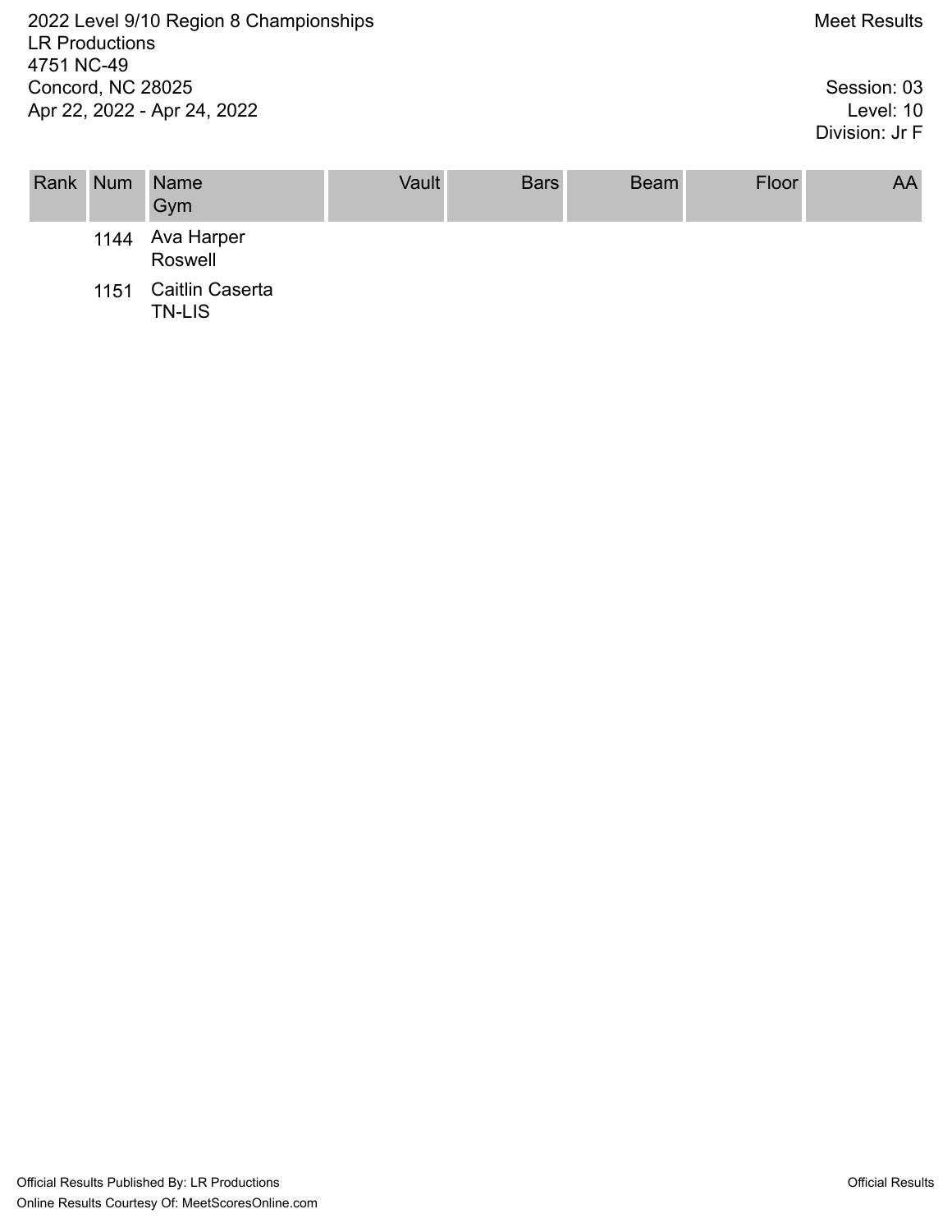2022 Level 9/10 Region 8 Championships
LR Productions
4751 NC-49
Concord, NC 28025
Apr 22, 2022 - Apr 24, 2022

Meet Results

Session: 03
Level: 10
Division: Jr F

| Rank | Num | Name<br>Gym | Vault | Bars | Beam | Floor | AA |
|---|---|---|---|---|---|---|---|
| | 1144 | Ava Harper<br>Roswell | | | | | |
| | 1151 | Caitlin Caserta<br>TN-LIS | | | | | |

Official Results Published By: LR Productions
Online Results Courtesy Of: MeetScoresOnline.com

Official Results